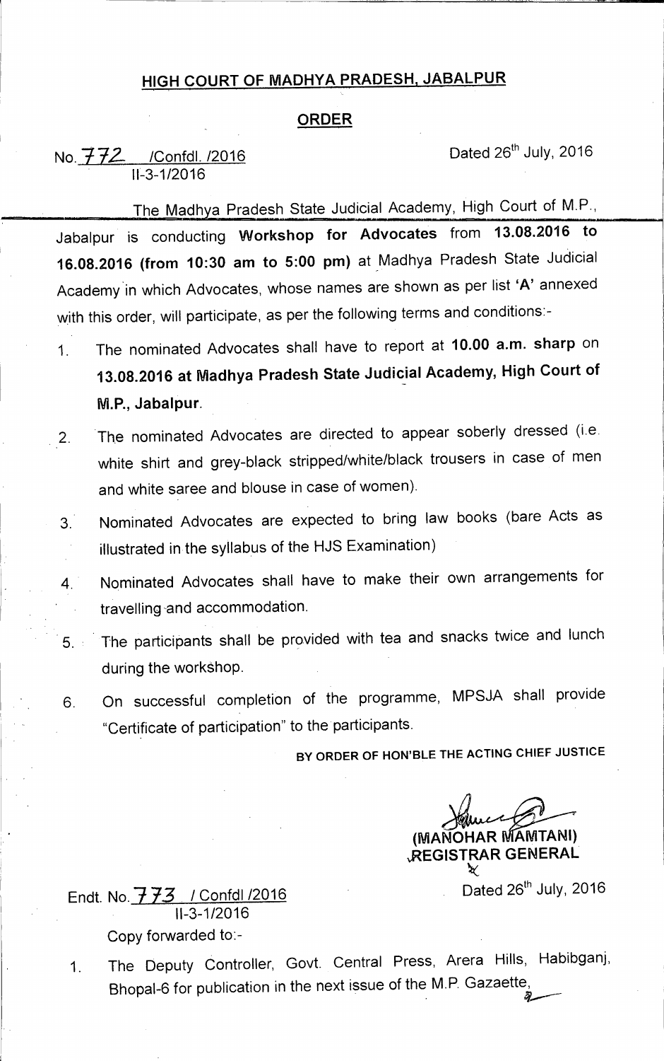## HIGH COURT OF MADHYA PRADESH, JABALPUR

### ORDER

No. 772 /Confdl. /2016
II-3-1/2016

Dated 26th July, 2016

The Madhya Pradesh State Judicial Academy, High Court of M.P., Jabalpur is conducting **Workshop for Advocates** from **13.08.2016 to 16.08.2016 (from 10:30 am to 5:00 pm)** at Madhya Pradesh State Judicial Academy in which Advocates, whose names are shown as per list **'A'** annexed with this order, will participate, as per the following terms and conditions:-

1. The nominated Advocates shall have to report at **10.00 a.m. sharp** on **13.08.2016 at Madhya Pradesh State Judicial Academy, High Court of M.P., Jabalpur.**
2. The nominated Advocates are directed to appear soberly dressed (i.e. white shirt and grey-black stripped/white/black trousers in case of men and white saree and blouse in case of women).
3. Nominated Advocates are expected to bring law books (bare Acts as illustrated in the syllabus of the HJS Examination)
4. Nominated Advocates shall have to make their own arrangements for travelling and accommodation.
5. The participants shall be provided with tea and snacks twice and lunch during the workshop.
6. On successful completion of the programme, MPSJA shall provide "Certificate of participation" to the participants.

**BY ORDER OF HON'BLE THE ACTING CHIEF JUSTICE**

**(MANOHAR MAMTANI)**
**REGISTRAR GENERAL**

Endt. No. 773 / Confdl /2016
II-3-1/2016

Dated 26th July, 2016

Copy forwarded to:-

1. The Deputy Controller, Govt. Central Press, Arera Hills, Habibganj, Bhopal-6 for publication in the next issue of the M.P. Gazaette,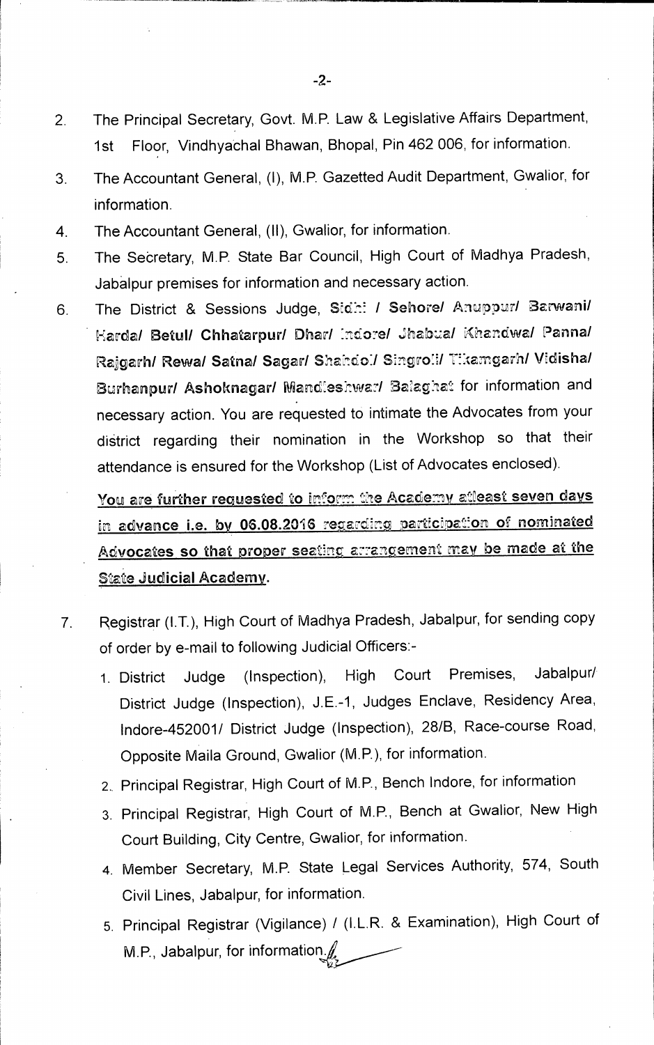2. The Principal Secretary, Govt. M.P. Law & Legislative Affairs Department, 1st Floor, Vindhyachal Bhawan, Bhopal, Pin 462 006, for information.

3. The Accountant General, (I), M.P. Gazetted Audit Department, Gwalior, for information.

4. The Accountant General, (II), Gwalior, for information.

5. The Secretary, M.P. State Bar Council, High Court of Madhya Pradesh, Jabalpur premises for information and necessary action.

6. The District & Sessions Judge, **Sidhi / Sehore/ Anuppur/ Barwani/ Harda/ Betul/ Chhatarpur/ Dhar/ Indore/ Jhabua/ Khandwa/ Panna/ Rajgarh/ Rewa/ Satna/ Sagar/ Shahdol/ Singroli/ Tikamgarh/ Vidisha/ Burhanpur/ Ashoknagar/ Mandleshwar/ Balaghat** for information and necessary action. You are requested to intimate the Advocates from your district regarding their nomination in the Workshop so that their attendance is ensured for the Workshop (List of Advocates enclosed).

   **You are further requested to inform the Academy atleast seven days in advance i.e. by 06.08.2016 regarding participation of nominated Advocates so that proper seating arrangement may be made at the State Judicial Academy.**

7. Registrar (I.T.), High Court of Madhya Pradesh, Jabalpur, for sending copy of order by e-mail to following Judicial Officers:-
   1. District Judge (Inspection), High Court Premises, Jabalpur/ District Judge (Inspection), J.E.-1, Judges Enclave, Residency Area, Indore-452001/ District Judge (Inspection), 28/B, Race-course Road, Opposite Maila Ground, Gwalior (M.P.), for information.
   2. Principal Registrar, High Court of M.P., Bench Indore, for information
   3. Principal Registrar, High Court of M.P., Bench at Gwalior, New High Court Building, City Centre, Gwalior, for information.
   4. Member Secretary, M.P. State Legal Services Authority, 574, South Civil Lines, Jabalpur, for information.
   5. Principal Registrar (Vigilance) / (I.L.R. & Examination), High Court of M.P., Jabalpur, for information.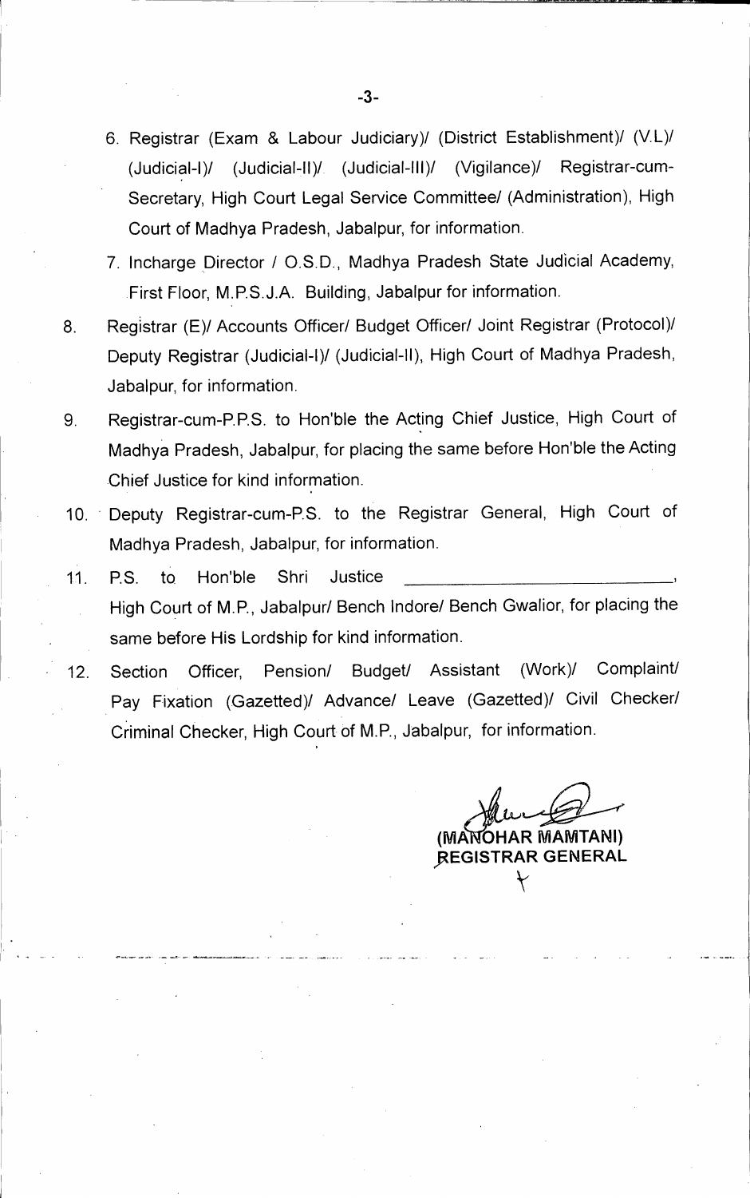6. Registrar (Exam & Labour Judiciary)/ (District Establishment)/ (V.L)/ (Judicial-I)/ (Judicial-II)/ (Judicial-III)/ (Vigilance)/ Registrar-cum-Secretary, High Court Legal Service Committee/ (Administration), High Court of Madhya Pradesh, Jabalpur, for information.
7. Incharge Director / O.S.D., Madhya Pradesh State Judicial Academy, First Floor, M.P.S.J.A. Building, Jabalpur for information.
8. Registrar (E)/ Accounts Officer/ Budget Officer/ Joint Registrar (Protocol)/ Deputy Registrar (Judicial-I)/ (Judicial-II), High Court of Madhya Pradesh, Jabalpur, for information.
9. Registrar-cum-P.P.S. to Hon'ble the Acting Chief Justice, High Court of Madhya Pradesh, Jabalpur, for placing the same before Hon'ble the Acting Chief Justice for kind information.
10. Deputy Registrar-cum-P.S. to the Registrar General, High Court of Madhya Pradesh, Jabalpur, for information.
11. P.S. to Hon'ble Shri Justice ______________________________, High Court of M.P., Jabalpur/ Bench Indore/ Bench Gwalior, for placing the same before His Lordship for kind information.
12. Section Officer, Pension/ Budget/ Assistant (Work)/ Complaint/ Pay Fixation (Gazetted)/ Advance/ Leave (Gazetted)/ Civil Checker/ Criminal Checker, High Court of M.P., Jabalpur, for information.

**(MANOHAR MAMTANI)**
**REGISTRAR GENERAL**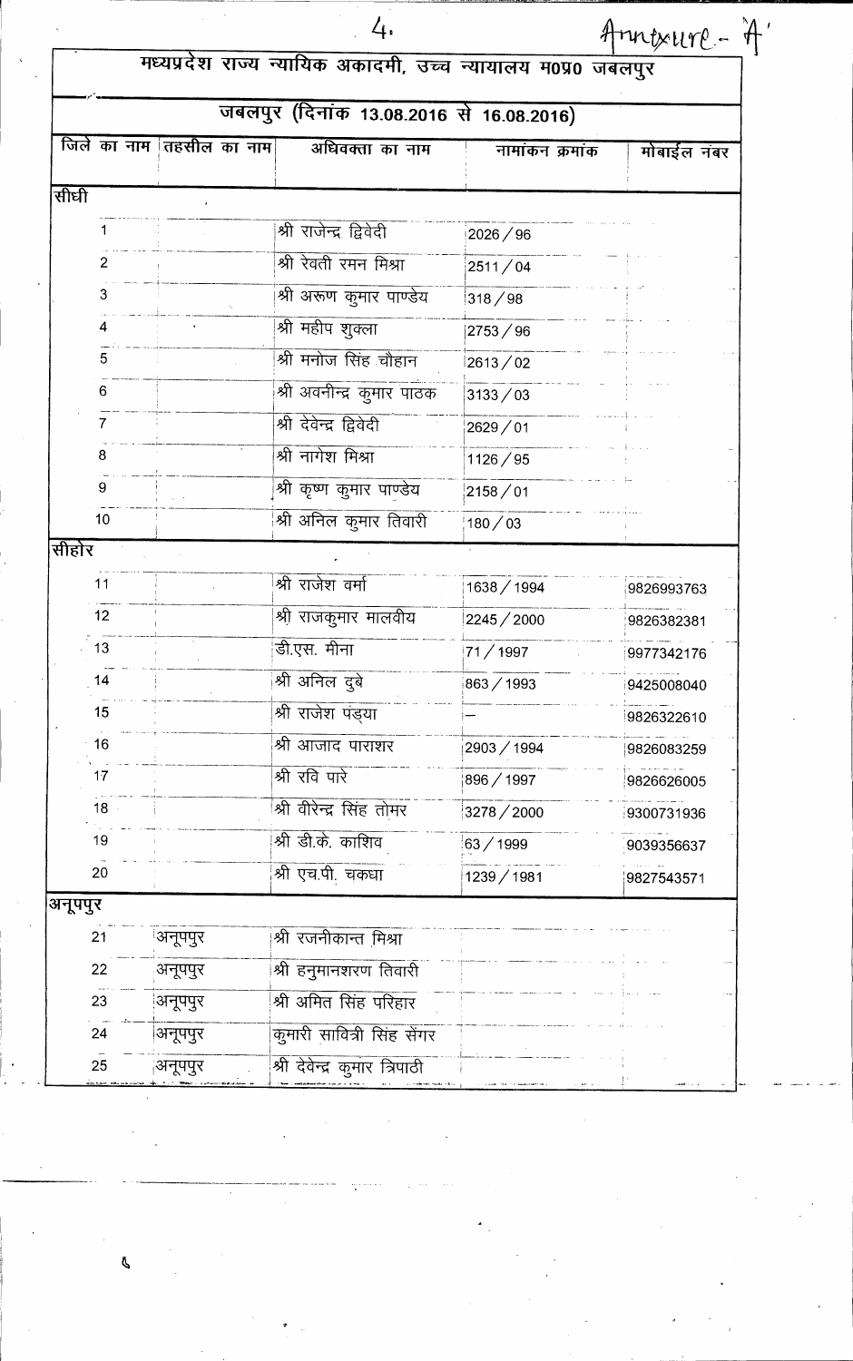Annexure - 'A'

# मध्यप्रदेश राज्य न्यायिक अकादमी, उच्च न्यायालय म0प्र0 जबलपुर

## जबलपुर (दिनांक 13.08.2016 से 16.08.2016)

| जिले का नाम | तहसील का नाम | अधिवक्ता का नाम | नामांकन क्रमांक | मोबाईल नंबर |
|---|---|---|---|---|
| **सीधी** | | | | |
| 1 | | श्री राजेन्द्र द्विवेदी | 2026 / 96 | |
| 2 | | श्री रेवती रमन मिश्रा | 2511 / 04 | |
| 3 | | श्री अरूण कुमार पाण्डेय | 318 / 98 | |
| 4 | | श्री महीप शुक्ला | 2753 / 96 | |
| 5 | | श्री मनोज सिंह चौहान | 2613 / 02 | |
| 6 | | श्री अवनीन्द्र कुमार पाठक | 3133 / 03 | |
| 7 | | श्री देवेन्द्र द्विवेदी | 2629 / 01 | |
| 8 | | श्री नागेश मिश्रा | 1126 / 95 | |
| 9 | | श्री कृष्ण कुमार पाण्डेय | 2158 / 01 | |
| 10 | | श्री अनिल कुमार तिवारी | 180 / 03 | |
| **सीहोर** | | | | |
| 11 | | श्री राजेश वर्मा | 1638 / 1994 | 9826993763 |
| 12 | | श्री राजकुमार मालवीय | 2245 / 2000 | 9826382381 |
| 13 | | डी.एस. मीना | 71 / 1997 | 9977342176 |
| 14 | | श्री अनिल दुबे | 863 / 1993 | 9425008040 |
| 15 | | श्री राजेश पंड्या | — | 9826322610 |
| 16 | | श्री आजाद पाराशर | 2903 / 1994 | 9826083259 |
| 17 | | श्री रवि पारे | 896 / 1997 | 9826626005 |
| 18 | | श्री वीरेन्द्र सिंह तोमर | 3278 / 2000 | 9300731936 |
| 19 | | श्री डी.के. काशिव | 63 / 1999 | 9039356637 |
| 20 | | श्री एच.पी. चकधा | 1239 / 1981 | 9827543571 |
| **अनूपपुर** | | | | |
| 21 | अनूपपुर | श्री रजनीकान्त मिश्रा | | |
| 22 | अनूपपुर | श्री हनुमानशरण तिवारी | | |
| 23 | अनूपपुर | श्री अमित सिंह परिहार | | |
| 24 | अनूपपुर | कुमारी सावित्री सिंह सेंगर | | |
| 25 | अनूपपुर | श्री देवेन्द्र कुमार त्रिपाठी | | |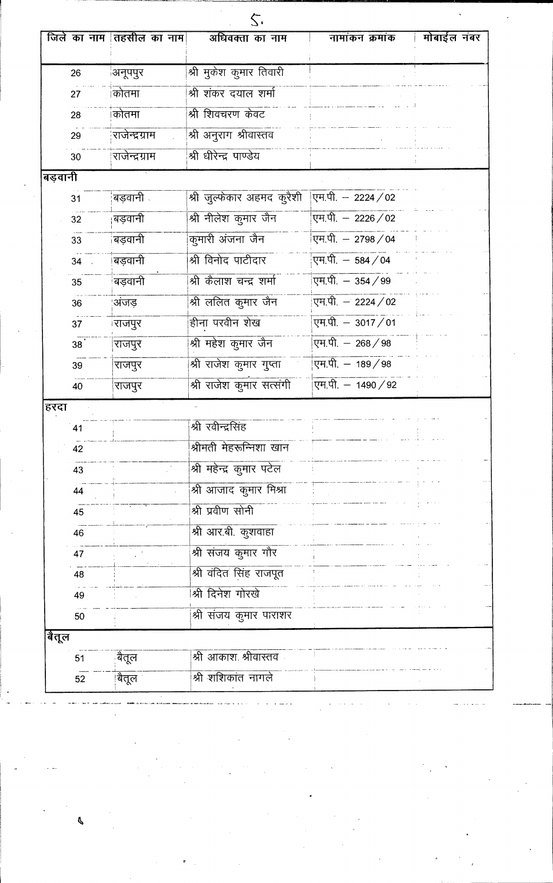| जिले का नाम | तहसील का नाम | अधिवक्ता का नाम | नामांकन क्रमांक | मोबाईल नंबर |
|---|---|---|---|---|
| 26 | अनूपपुर | श्री मुकेश कुमार तिवारी | | |
| 27 | कोतमा | श्री शंकर दयाल शर्मा | | |
| 28 | कोतमा | श्री शिवचरण केवट | | |
| 29 | राजेन्द्रग्राम | श्री अनुराग श्रीवास्तव | | |
| 30 | राजेन्द्रग्राम | श्री धीरेन्द्र पाण्डेय | | |
| बड़वानी | | | | |
| 31 | बड़वानी | श्री जुल्फेकार अहमद कुरैशी | एम.पी. – 2224 / 02 | |
| 32 | बड़वानी | श्री नीलेश कुमार जैन | एम.पी. – 2226 / 02 | |
| 33 | बड़वानी | कुमारी अंजना जैन | एम.पी. – 2798 / 04 | |
| 34 | बड़वानी | श्री विनोद पाटीदार | एम.पी. – 584 / 04 | |
| 35 | बड़वानी | श्री कैलाश चन्द्र शर्मा | एम.पी. – 354 / 99 | |
| 36 | अंजड़ | श्री ललित कुमार जैन | एम.पी. – 2224 / 02 | |
| 37 | राजपुर | हीना परवीन शेख | एम.पी. – 3017 / 01 | |
| 38 | राजपुर | श्री महेश कुमार जैन | एम.पी. – 268 / 98 | |
| 39 | राजपुर | श्री राजेश कुमार गुप्ता | एम.पी. – 189 / 98 | |
| 40 | राजपुर | श्री राजेश कुमार सत्संगी | एम.पी. – 1490 / 92 | |
| हरदा | | | | |
| 41 | | श्री रवीन्द्रसिंह | | |
| 42 | | श्रीमती मेहरून्निशा खान | | |
| 43 | | श्री महेन्द्र कुमार पटेल | | |
| 44 | | श्री आजाद कुमार मिश्रा | | |
| 45 | | श्री प्रवीण सोनी | | |
| 46 | | श्री आर.बी. कुशवाहा | | |
| 47 | | श्री संजय कुमार गौर | | |
| 48 | | श्री वंदित सिंह राजपूत | | |
| 49 | | श्री दिनेश गोरखे | | |
| 50 | | श्री संजय कुमार पाराशर | | |
| बैतूल | | | | |
| 51 | बैतूल | श्री आकाश श्रीवास्तव | | |
| 52 | बैतूल | श्री शशिकांत नागले | | |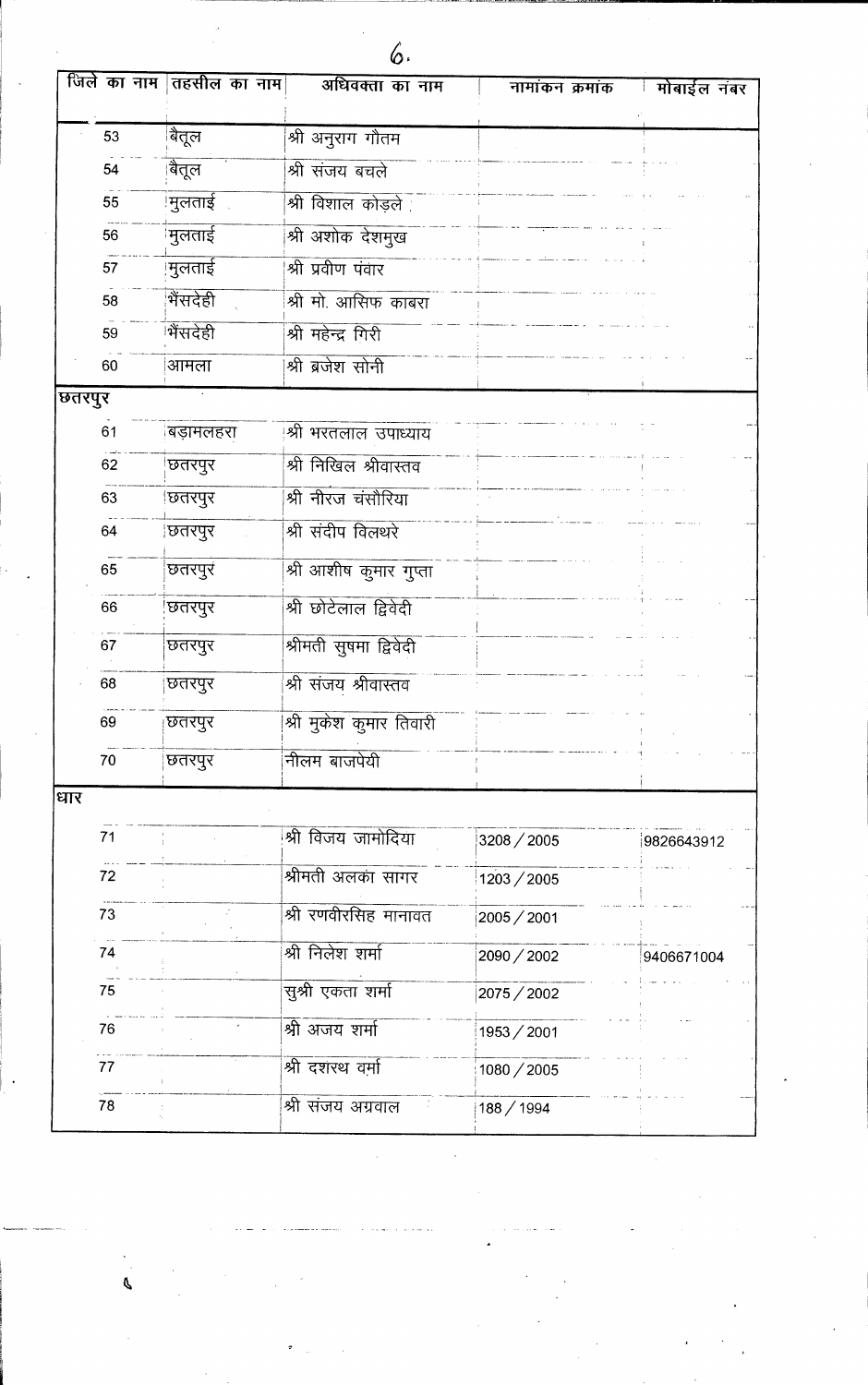| जिले का नाम | तहसील का नाम | अधिवक्ता का नाम | नामांकन क्रमांक | मोबाईल नंबर |
|---|---|---|---|---|
| 53 | बैतूल | श्री अनुराग गौतम | | |
| 54 | बैतूल | श्री संजय बचले | | |
| 55 | मुलताई | श्री विशाल कोड़ले | | |
| 56 | मुलताई | श्री अशोक देशमुख | | |
| 57 | मुलताई | श्री प्रवीण पंवार | | |
| 58 | भैंसदेही | श्री मो. आसिफ काबरा | | |
| 59 | भैंसदेही | श्री महेन्द्र गिरी | | |
| 60 | आमला | श्री ब्रजेश सोनी | | |
| छतरपुर | | | | |
| 61 | बड़ामलहरा | श्री भरतलाल उपाध्याय | | |
| 62 | छतरपुर | श्री निखिल श्रीवास्तव | | |
| 63 | छतरपुर | श्री नीरज चंसौरिया | | |
| 64 | छतरपुर | श्री संदीप विलथरे | | |
| 65 | छतरपुर | श्री आशीष कुमार गुप्ता | | |
| 66 | छतरपुर | श्री छोटेलाल द्विवेदी | | |
| 67 | छतरपुर | श्रीमती सुषमा द्विवेदी | | |
| 68 | छतरपुर | श्री संजय श्रीवास्तव | | |
| 69 | छतरपुर | श्री मुकेश कुमार तिवारी | | |
| 70 | छतरपुर | नीलम बाजपेयी | | |
| धार | | | | |
| 71 | | श्री विजय जामोदिया | 3208 / 2005 | 9826643912 |
| 72 | | श्रीमती अलका सागर | 1203 / 2005 | |
| 73 | | श्री रणवीरसिह मानावत | 2005 / 2001 | |
| 74 | | श्री निलेश शर्मा | 2090 / 2002 | 9406671004 |
| 75 | | सुश्री एकता शर्मा | 2075 / 2002 | |
| 76 | | श्री अजय शर्मा | 1953 / 2001 | |
| 77 | | श्री दशरथ वर्मा | 1080 / 2005 | |
| 78 | | श्री संजय अग्रवाल | 188 / 1994 | |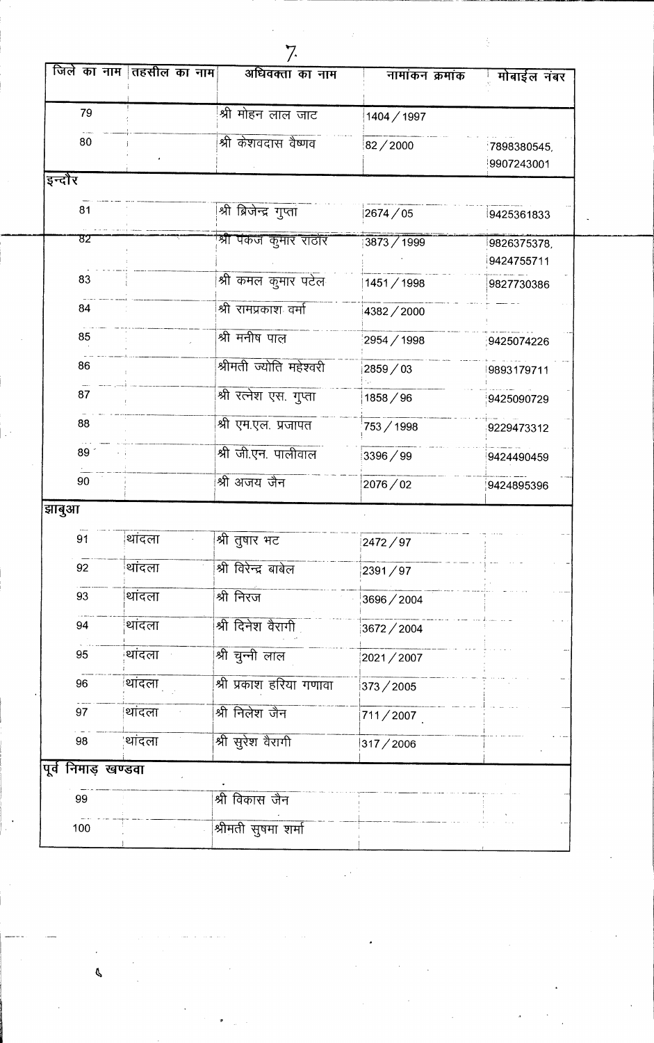| जिले का नाम | तहसील का नाम | अधिवक्ता का नाम | नामांकन क्रमांक | मोबाईल नंबर |
|---|---|---|---|---|
| 79 | | श्री मोहन लाल जाट | 1404 / 1997 | |
| 80 | | श्री केशवदास वैष्णव | 82 / 2000 | 7898380545, 9907243001 |
| इन्दौर | | | | |
| 81 | | श्री ब्रिजेन्द्र गुप्ता | 2674 / 05 | 9425361833 |
| 82 | | श्री पंकज कुमार राठोर | 3873 / 1999 | 9826375378, 9424755711 |
| 83 | | श्री कमल कुमार पटेल | 1451 / 1998 | 9827730386 |
| 84 | | श्री रामप्रकाश वर्मा | 4382 / 2000 | |
| 85 | | श्री मनीष पाल | 2954 / 1998 | 9425074226 |
| 86 | | श्रीमती ज्योति महेश्वरी | 2859 / 03 | 9893179711 |
| 87 | | श्री रत्नेश एस. गुप्ता | 1858 / 96 | 9425090729 |
| 88 | | श्री एम.एल. प्रजापत | 753 / 1998 | 9229473312 |
| 89 | | श्री जी.एन. पालीवाल | 3396 / 99 | 9424490459 |
| 90 | | श्री अजय जैन | 2076 / 02 | 9424895396 |
| झाबुआ | | | | |
| 91 | थांदला | श्री तुषार भट | 2472 / 97 | |
| 92 | थांदला | श्री विरेन्द्र बाबेल | 2391 / 97 | |
| 93 | थांदला | श्री निरज | 3696 / 2004 | |
| 94 | थांदला | श्री दिनेश वैरागी | 3672 / 2004 | |
| 95 | थांदला | श्री चुन्नी लाल | 2021 / 2007 | |
| 96 | थांदला | श्री प्रकाश हरिया गणावा | 373 / 2005 | |
| 97 | थांदला | श्री निलेश जैन | 711 / 2007 | |
| 98 | थांदला | श्री सुरेश वैरागी | 317 / 2006 | |
| पूर्व निमाड़ खण्डवा | | | | |
| 99 | | श्री विकास जैन | | |
| 100 | | श्रीमती सुषमा शर्मा | | |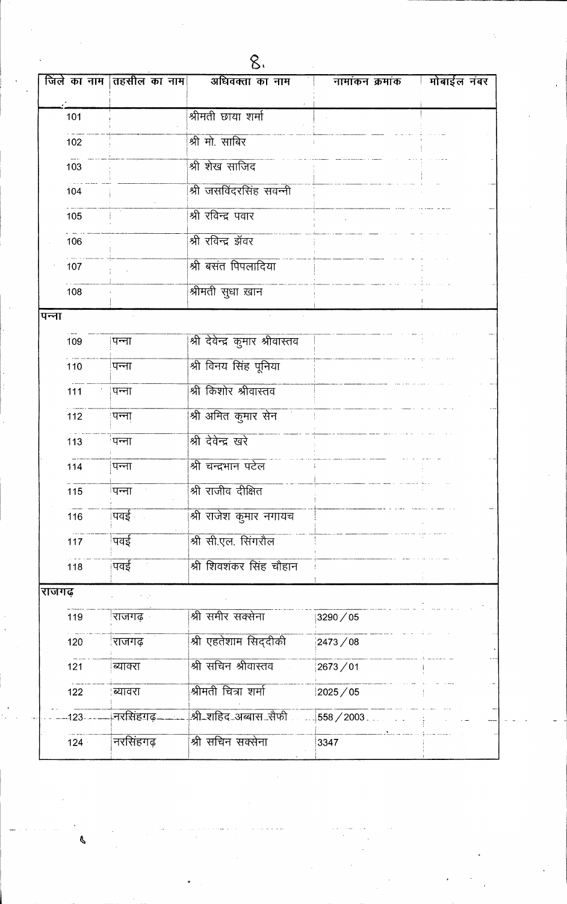| जिले का नाम | तहसील का नाम | अधिवक्ता का नाम | नामांकन क्रमांक | मोबाईल नंबर |
|---|---|---|---|---|
| 101 | | श्रीमती छाया शर्मा | | |
| 102 | | श्री मो. साबिर | | |
| 103 | | श्री शेख साजिद | | |
| 104 | | श्री जसविंदरसिंह सवन्नी | | |
| 105 | | श्री रविन्द्र पवार | | |
| 106 | | श्री रविन्द्र झॅवर | | |
| 107 | | श्री बसंत पिपलादिया | | |
| 108 | | श्रीमती सुधा खान | | |
| पन्ना | | | | |
| 109 | पन्ना | श्री देवेन्द्र कुमार श्रीवास्तव | | |
| 110 | पन्ना | श्री विनय सिंह पूनिया | | |
| 111 | पन्ना | श्री किशोर श्रीवास्तव | | |
| 112 | पन्ना | श्री अमित कुमार सेन | | |
| 113 | पन्ना | श्री देवेन्द्र खरे | | |
| 114 | पन्ना | श्री चन्द्रभान पटेल | | |
| 115 | पन्ना | श्री राजीव दीक्षित | | |
| 116 | पवई | श्री राजेश कुमार नगायच | | |
| 117 | पवई | श्री सी.एल. सिंगरौल | | |
| 118 | पवई | श्री शिवशंकर सिंह चौहान | | |
| राजगढ़ | | | | |
| 119 | राजगढ़ | श्री समीर सक्सेना | 3290 / 05 | |
| 120 | राजगढ़ | श्री एहतेशाम सिद्दीकी | 2473 / 08 | |
| 121 | ब्यावरा | श्री सचिन श्रीवास्तव | 2673 / 01 | |
| 122 | ब्यावरा | श्रीमती चित्रा शर्मा | 2025 / 05 | |
| 123 | नरसिंहगढ़ | श्री शहिद अब्बास सैफी | 558 / 2003 | |
| 124 | नरसिंहगढ़ | श्री सचिन सक्सेना | 3347 | |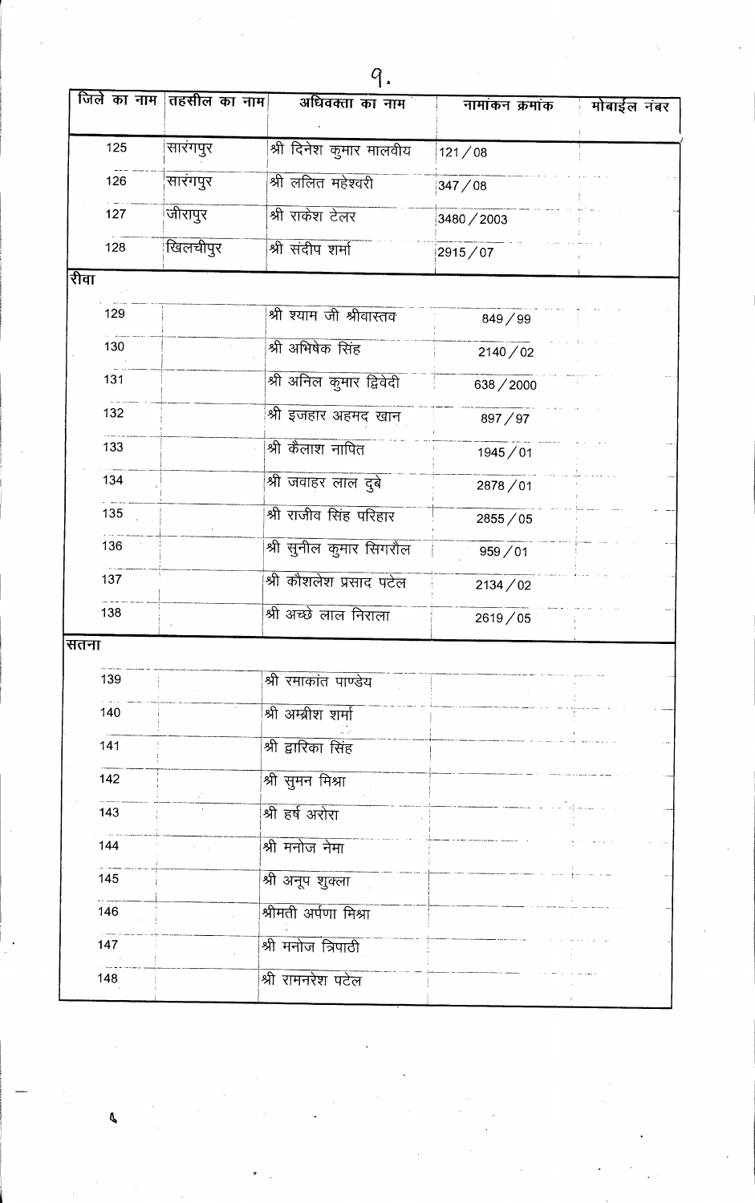| जिले का नाम | तहसील का नाम | अधिवक्ता का नाम | नामांकन क्रमांक | मोबाईल नंबर |
|---|---|---|---|---|
| 125 | सारंगपुर | श्री दिनेश कुमार मालवीय | 121 / 08 | |
| 126 | सारंगपुर | श्री ललित महेश्वरी | 347 / 08 | |
| 127 | जीरापुर | श्री राकेश टेलर | 3480 / 2003 | |
| 128 | खिलचीपुर | श्री संदीप शर्मा | 2915 / 07 | |
| **रीवा** | | | | |
| 129 | | श्री श्याम जी श्रीवास्तव | 849 / 99 | |
| 130 | | श्री अभिषेक सिंह | 2140 / 02 | |
| 131 | | श्री अनिल कुमार द्विवेदी | 638 / 2000 | |
| 132 | | श्री इजहार अहमद खान | 897 / 97 | |
| 133 | | श्री कैलाश नापित | 1945 / 01 | |
| 134 | | श्री जवाहर लाल दुबे | 2878 / 01 | |
| 135 | | श्री राजीव सिंह परिहार | 2855 / 05 | |
| 136 | | श्री सुनील कुमार सिगरौल | 959 / 01 | |
| 137 | | श्री कौशलेश प्रसाद पटेल | 2134 / 02 | |
| 138 | | श्री अच्छे लाल निराला | 2619 / 05 | |
| **सतना** | | | | |
| 139 | | श्री रमाकांत पाण्डेय | | |
| 140 | | श्री अम्ब्रीश शर्मा | | |
| 141 | | श्री द्वारिका सिंह | | |
| 142 | | श्री सुमन मिश्रा | | |
| 143 | | श्री हर्ष अरोरा | | |
| 144 | | श्री मनोज नेमा | | |
| 145 | | श्री अनूप शुक्ला | | |
| 146 | | श्रीमती अर्पणा मिश्रा | | |
| 147 | | श्री मनोज त्रिपाठी | | |
| 148 | | श्री रामनरेश पटेल | | |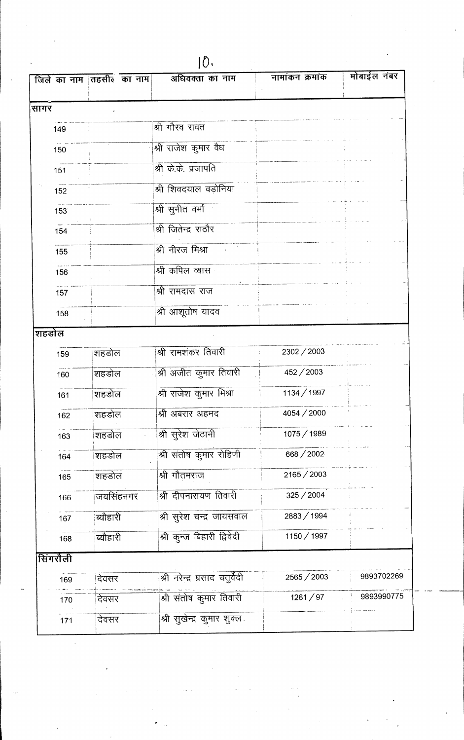| जिले का नाम | तहसील का नाम | अधिवक्ता का नाम | नामांकन क्रमांक | मोबाईल नंबर |
|---|---|---|---|---|
| सागर | | | | |
| 149 | | श्री गौरव रावत | | |
| 150 | | श्री राजेश कुमार वैध | | |
| 151 | | श्री के.के. प्रजापति | | |
| 152 | | श्री शिवदयाल वड़ोनिया | | |
| 153 | | श्री सुनीत वर्मा | | |
| 154 | | श्री जितेन्द्र राठौर | | |
| 155 | | श्री नीरज मिश्रा | | |
| 156 | | श्री कपिल व्यास | | |
| 157 | | श्री रामदास राज | | |
| 158 | | श्री आशूतोष यादव | | |
| शहडोल | | | | |
| 159 | शहडोल | श्री रामशंकर तिवारी | 2302 / 2003 | |
| 160 | शहडोल | श्री अजीत कुमार तिवारी | 452 / 2003 | |
| 161 | शहडोल | श्री राजेश कुमार मिश्रा | 1134 / 1997 | |
| 162 | शहडोल | श्री अबरार अहमद | 4054 / 2000 | |
| 163 | शहडोल | श्री सुरेश जेठानी | 1075 / 1989 | |
| 164 | शहडोल | श्री संतोष कुमार रोहिणी | 668 / 2002 | |
| 165 | शहडोल | श्री गौतमराज | 2165 / 2003 | |
| 166 | जयसिंहनगर | श्री दीपनारायण तिवारी | 325 / 2004 | |
| 167 | ब्यौहारी | श्री सुरेश चन्द्र जायसवाल | 2883 / 1994 | |
| 168 | ब्यौहारी | श्री कुन्ज बिहारी द्विवेदी | 1150 / 1997 | |
| सिंगरौली | | | | |
| 169 | देवसर | श्री नरेन्द्र प्रसाद चतुर्वेदी | 2565 / 2003 | 9893702269 |
| 170 | देवसर | श्री संतोष कुमार तिवारी | 1261 / 97 | 9893990775 |
| 171 | देवसर | श्री सुखेन्द्र कुमार शुक्ल | | |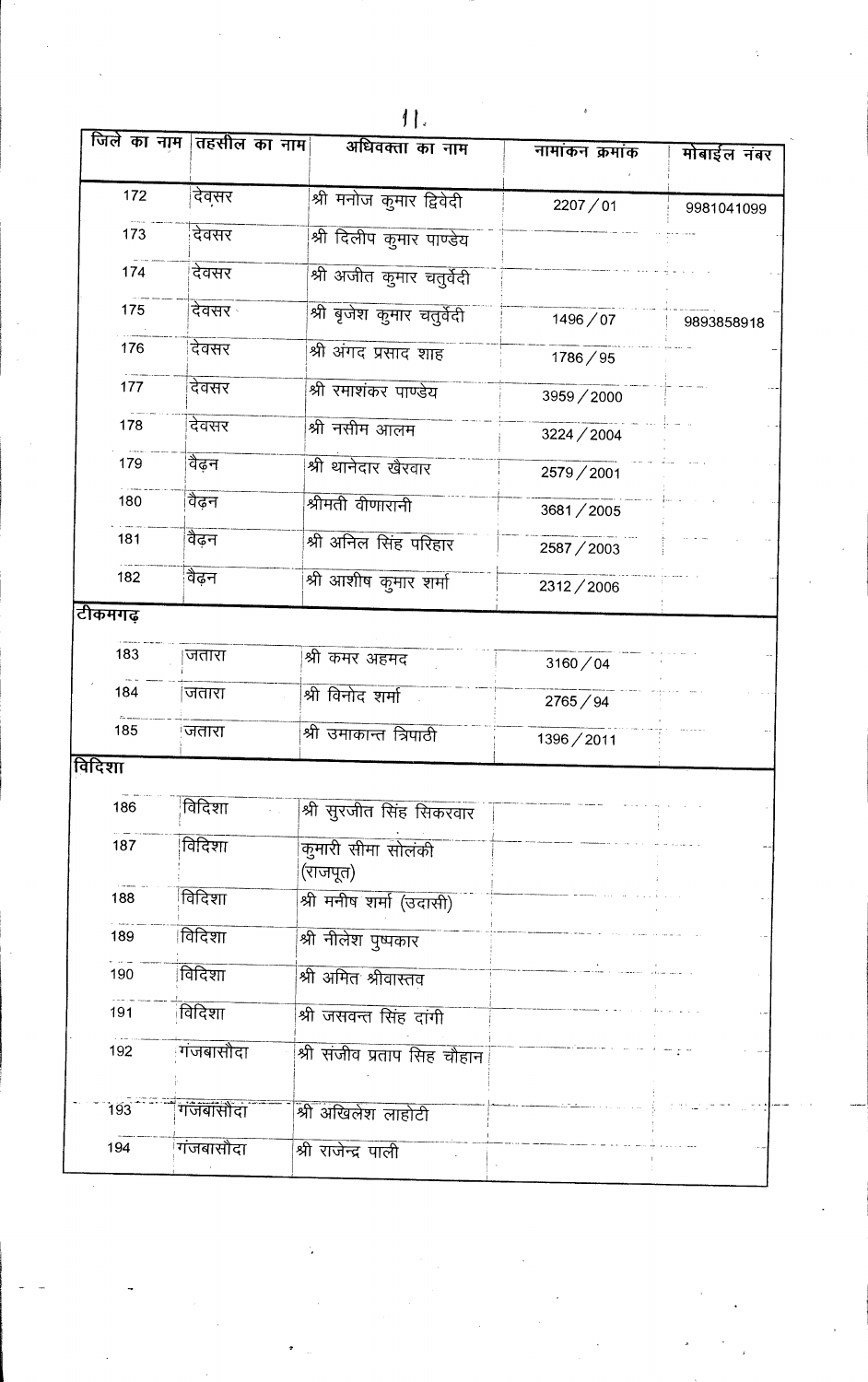| जिले का नाम | तहसील का नाम | अधिवक्ता का नाम | नामांकन क्रमांक | मोबाईल नंबर |
|---|---|---|---|---|
| 172 | देवसर | श्री मनोज कुमार द्विवेदी | 2207 / 01 | 9981041099 |
| 173 | देवसर | श्री दिलीप कुमार पाण्डेय | | |
| 174 | देवसर | श्री अजीत कुमार चतुर्वेदी | | |
| 175 | देवसर | श्री बृजेश कुमार चतुर्वेदी | 1496 / 07 | 9893858918 |
| 176 | देवसर | श्री अंगद प्रसाद शाह | 1786 / 95 | |
| 177 | देवसर | श्री रमाशंकर पाण्डेय | 3959 / 2000 | |
| 178 | देवसर | श्री नसीम आलम | 3224 / 2004 | |
| 179 | वैढ़न | श्री थानेदार खैरवार | 2579 / 2001 | |
| 180 | वैढ़न | श्रीमती वीणारानी | 3681 / 2005 | |
| 181 | वैढ़न | श्री अनिल सिंह परिहार | 2587 / 2003 | |
| 182 | वैढ़न | श्री आशीष कुमार शर्मा | 2312 / 2006 | |
| टीकमगढ़ | | | | |
| 183 | जतारा | श्री कमर अहमद | 3160 / 04 | |
| 184 | जतारा | श्री विनोद शर्मा | 2765 / 94 | |
| 185 | जतारा | श्री उमाकान्त त्रिपाठी | 1396 / 2011 | |
| विदिशा | | | | |
| 186 | विदिशा | श्री सुरजीत सिंह सिकरवार | | |
| 187 | विदिशा | कुमारी सीमा सोलंकी (राजपूत) | | |
| 188 | विदिशा | श्री मनीष शर्मा (उदासी) | | |
| 189 | विदिशा | श्री नीलेश पुष्पकार | | |
| 190 | विदिशा | श्री अमित श्रीवास्तव | | |
| 191 | विदिशा | श्री जसवन्त सिंह दांगी | | |
| 192 | गंजबासौदा | श्री संजीव प्रताप सिह चौहान | | |
| 193 | गंजबासौदा | श्री अखिलेश लाहोटी | | |
| 194 | गंजबासौदा | श्री राजेन्द्र पाली | | |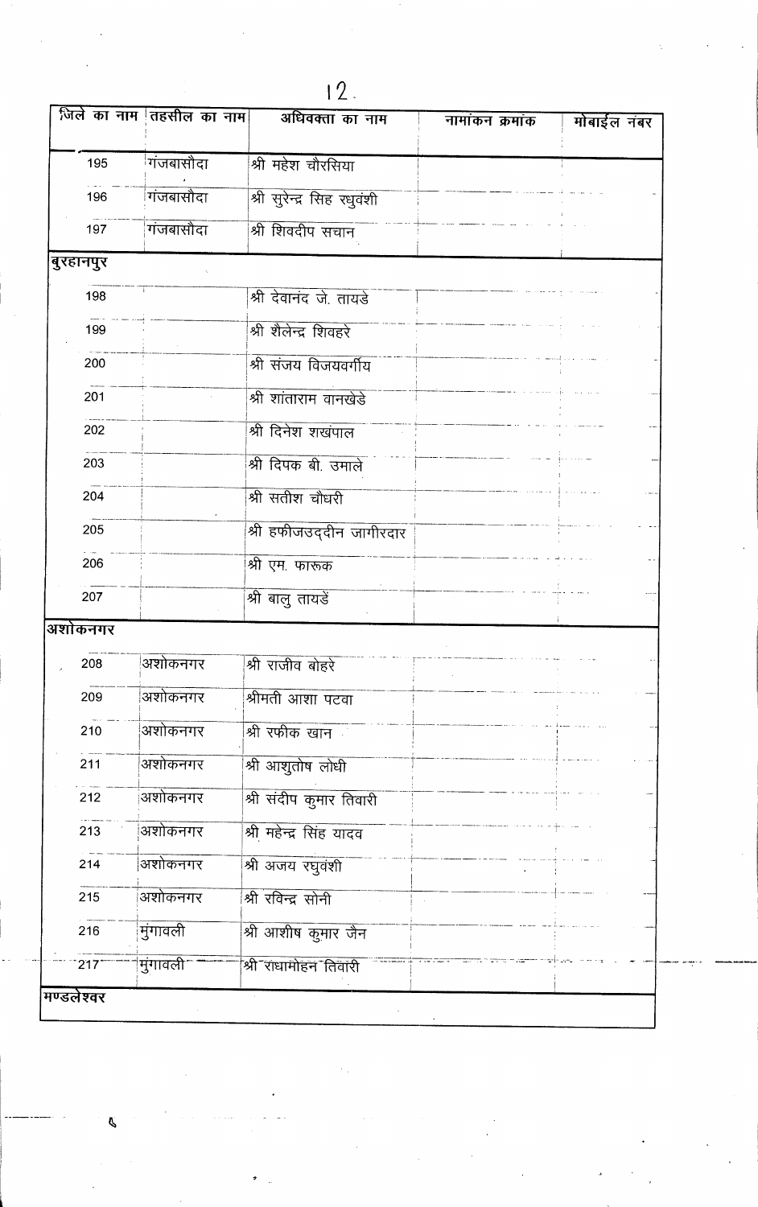| जिले का नाम | तहसील का नाम | अधिवक्ता का नाम | नामांकन क्रमांक | मोबाईल नंबर |
|---|---|---|---|---|
| 195 | गंजबासौदा | श्री महेश चौरसिया | | |
| 196 | गंजबासौदा | श्री सुरेन्द्र सिह रघुवंशी | | |
| 197 | गंजबासौदा | श्री शिवदीप सचान | | |
| **बुरहानपुर** | | | | |
| 198 | | श्री देवानंद जे. तायडे | | |
| 199 | | श्री शैलेन्द्र शिवहरे | | |
| 200 | | श्री संजय विजयवर्गीय | | |
| 201 | | श्री शांताराम वानखेडे | | |
| 202 | | श्री दिनेश शखपाल | | |
| 203 | | श्री दिपक बी. उमाले | | |
| 204 | | श्री सतीश चौधरी | | |
| 205 | | श्री हफीजउद्दीन जागीरदार | | |
| 206 | | श्री एम. फारूक | | |
| 207 | | श्री बालु तायडें | | |
| **अशोकनगर** | | | | |
| 208 | अशोकनगर | श्री राजीव बोहरे | | |
| 209 | अशोकनगर | श्रीमती आशा पटवा | | |
| 210 | अशोकनगर | श्री रफीक खान | | |
| 211 | अशोकनगर | श्री आशुतोष लोधी | | |
| 212 | अशोकनगर | श्री संदीप कुमार तिवारी | | |
| 213 | अशोकनगर | श्री महेन्द्र सिंह यादव | | |
| 214 | अशोकनगर | श्री अजय रघुवंशी | | |
| 215 | अशोकनगर | श्री रविन्द्र सोनी | | |
| 216 | मुंगावली | श्री आशीष कुमार जैन | | |
| 217 | मुंगावली | श्री राधामोहन तिवारी | | |
| **मण्डलेश्वर** | | | | |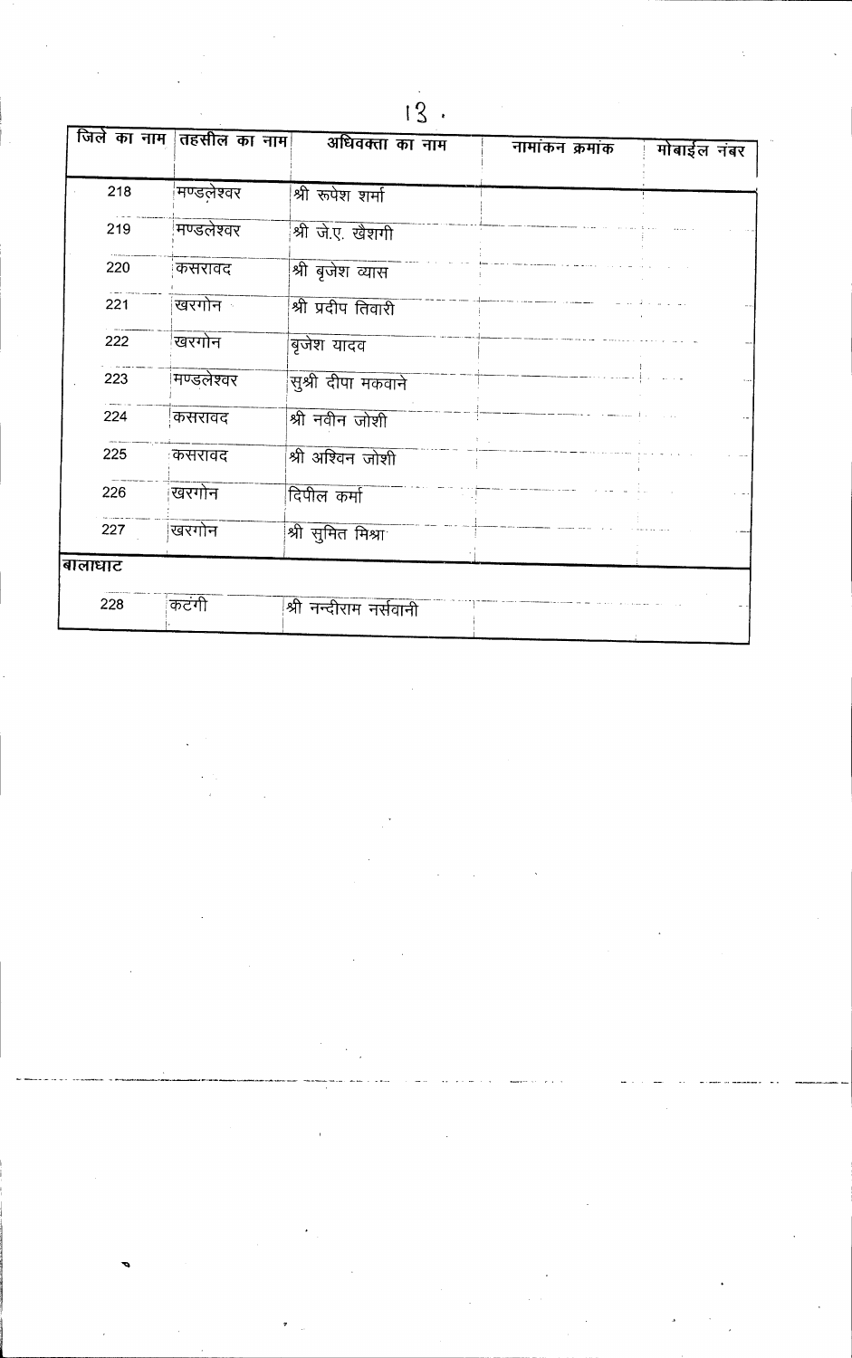| जिले का नाम | तहसील का नाम | अधिवक्ता का नाम | नामांकन क्रमांक | मोबाईल नंबर |
|---|---|---|---|---|
| 218 | मण्डलेश्वर | श्री रूपेश शर्मा | | |
| 219 | मण्डलेश्वर | श्री जे.ए. खैशगी | | |
| 220 | कसरावद | श्री बृजेश व्यास | | |
| 221 | खरगोन | श्री प्रदीप तिवारी | | |
| 222 | खरगोन | बृजेश यादव | | |
| 223 | मण्डलेश्वर | सुश्री दीपा मकवाने | | |
| 224 | कसरावद | श्री नवीन जोशी | | |
| 225 | कसरावद | श्री अश्विन जोशी | | |
| 226 | खरगोन | दिपील कर्मा | | |
| 227 | खरगोन | श्री सुमित मिश्रा | | |
| बालाघाट | | | | |
| 228 | कटंगी | श्री नन्दीराम नर्सवानी | | |